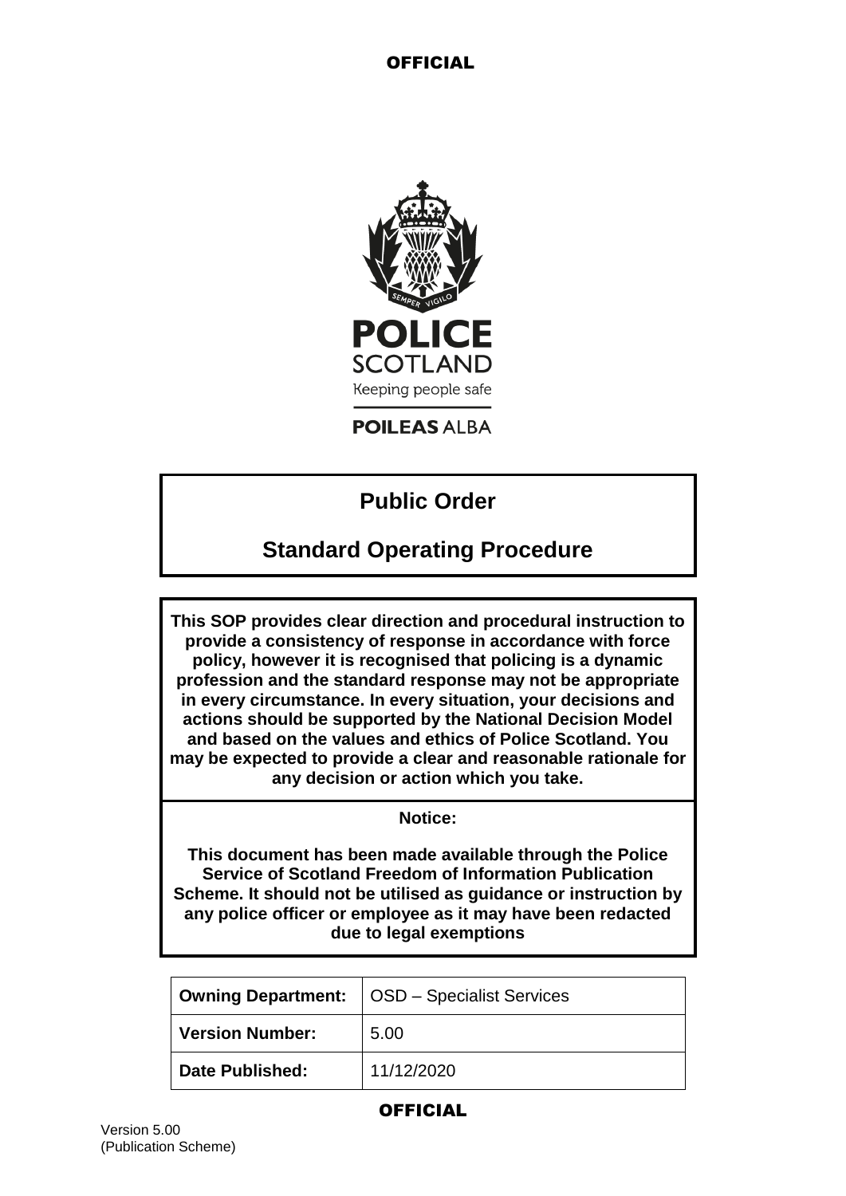OFFICIAL

POLICE SCOTLAND

Keeping people safe

POILEAS ALBA

# Public Order

# Standard Operating Procedure

**This SOP provides clear direction and procedural instruction to provide a consistency of response in accordance with force policy, however it is recognised that policing is a dynamic profession and the standard response may not be appropriate in every circumstance. In every situation, your decisions and actions should be supported by the National Decision Model and based on the values and ethics of Police Scotland. You may be expected to provide a clear and reasonable rationale for any decision or action which you take.**

**Notice:**

**This document has been made available through the Police Service of Scotland Freedom of Information Publication Scheme. It should not be utilised as guidance or instruction by any police officer or employee as it may have been redacted due to legal exemptions**

| **Owning Department:** | OSD – Specialist Services |
|---|---|
| **Version Number:** | 5.00 |
| **Date Published:** | 11/12/2020 |

OFFICIAL

Version 5.00
(Publication Scheme)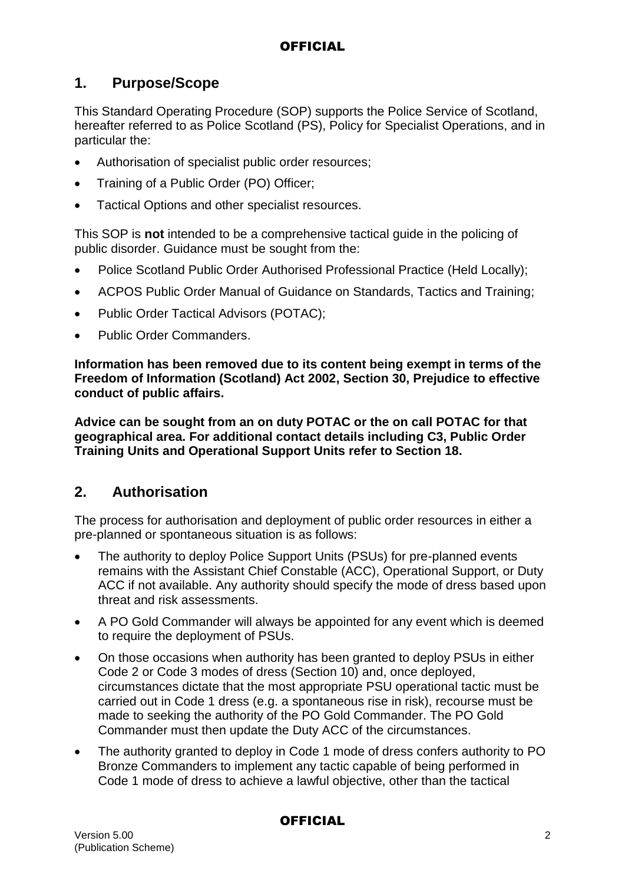## 1. Purpose/Scope

This Standard Operating Procedure (SOP) supports the Police Service of Scotland, hereafter referred to as Police Scotland (PS), Policy for Specialist Operations, and in particular the:

- Authorisation of specialist public order resources;
- Training of a Public Order (PO) Officer;
- Tactical Options and other specialist resources.

This SOP is **not** intended to be a comprehensive tactical guide in the policing of public disorder. Guidance must be sought from the:

- Police Scotland Public Order Authorised Professional Practice (Held Locally);
- ACPOS Public Order Manual of Guidance on Standards, Tactics and Training;
- Public Order Tactical Advisors (POTAC);
- Public Order Commanders.

**Information has been removed due to its content being exempt in terms of the Freedom of Information (Scotland) Act 2002, Section 30, Prejudice to effective conduct of public affairs.**

**Advice can be sought from an on duty POTAC or the on call POTAC for that geographical area. For additional contact details including C3, Public Order Training Units and Operational Support Units refer to Section 18.**

## 2. Authorisation

The process for authorisation and deployment of public order resources in either a pre-planned or spontaneous situation is as follows:

- The authority to deploy Police Support Units (PSUs) for pre-planned events remains with the Assistant Chief Constable (ACC), Operational Support, or Duty ACC if not available. Any authority should specify the mode of dress based upon threat and risk assessments.
- A PO Gold Commander will always be appointed for any event which is deemed to require the deployment of PSUs.
- On those occasions when authority has been granted to deploy PSUs in either Code 2 or Code 3 modes of dress (Section 10) and, once deployed, circumstances dictate that the most appropriate PSU operational tactic must be carried out in Code 1 dress (e.g. a spontaneous rise in risk), recourse must be made to seeking the authority of the PO Gold Commander. The PO Gold Commander must then update the Duty ACC of the circumstances.
- The authority granted to deploy in Code 1 mode of dress confers authority to PO Bronze Commanders to implement any tactic capable of being performed in Code 1 mode of dress to achieve a lawful objective, other than the tactical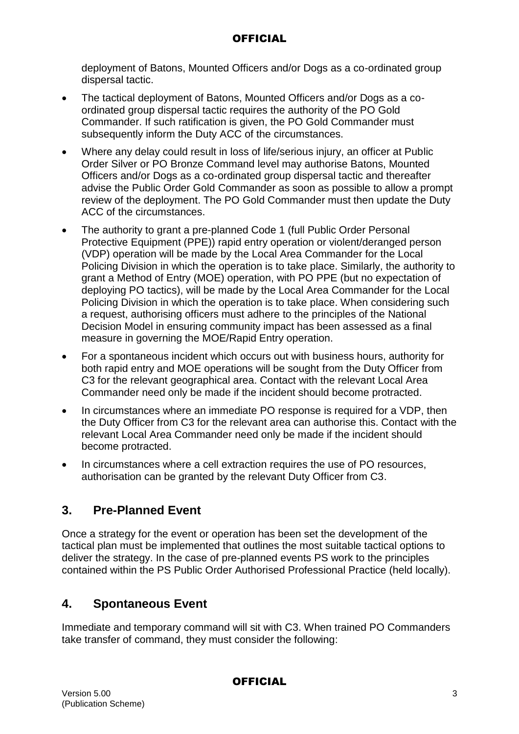deployment of Batons, Mounted Officers and/or Dogs as a co-ordinated group dispersal tactic.

- The tactical deployment of Batons, Mounted Officers and/or Dogs as a co-ordinated group dispersal tactic requires the authority of the PO Gold Commander. If such ratification is given, the PO Gold Commander must subsequently inform the Duty ACC of the circumstances.
- Where any delay could result in loss of life/serious injury, an officer at Public Order Silver or PO Bronze Command level may authorise Batons, Mounted Officers and/or Dogs as a co-ordinated group dispersal tactic and thereafter advise the Public Order Gold Commander as soon as possible to allow a prompt review of the deployment. The PO Gold Commander must then update the Duty ACC of the circumstances.
- The authority to grant a pre-planned Code 1 (full Public Order Personal Protective Equipment (PPE)) rapid entry operation or violent/deranged person (VDP) operation will be made by the Local Area Commander for the Local Policing Division in which the operation is to take place. Similarly, the authority to grant a Method of Entry (MOE) operation, with PO PPE (but no expectation of deploying PO tactics), will be made by the Local Area Commander for the Local Policing Division in which the operation is to take place. When considering such a request, authorising officers must adhere to the principles of the National Decision Model in ensuring community impact has been assessed as a final measure in governing the MOE/Rapid Entry operation.
- For a spontaneous incident which occurs out with business hours, authority for both rapid entry and MOE operations will be sought from the Duty Officer from C3 for the relevant geographical area. Contact with the relevant Local Area Commander need only be made if the incident should become protracted.
- In circumstances where an immediate PO response is required for a VDP, then the Duty Officer from C3 for the relevant area can authorise this. Contact with the relevant Local Area Commander need only be made if the incident should become protracted.
- In circumstances where a cell extraction requires the use of PO resources, authorisation can be granted by the relevant Duty Officer from C3.

## 3. Pre-Planned Event

Once a strategy for the event or operation has been set the development of the tactical plan must be implemented that outlines the most suitable tactical options to deliver the strategy. In the case of pre-planned events PS work to the principles contained within the PS Public Order Authorised Professional Practice (held locally).

## 4. Spontaneous Event

Immediate and temporary command will sit with C3. When trained PO Commanders take transfer of command, they must consider the following: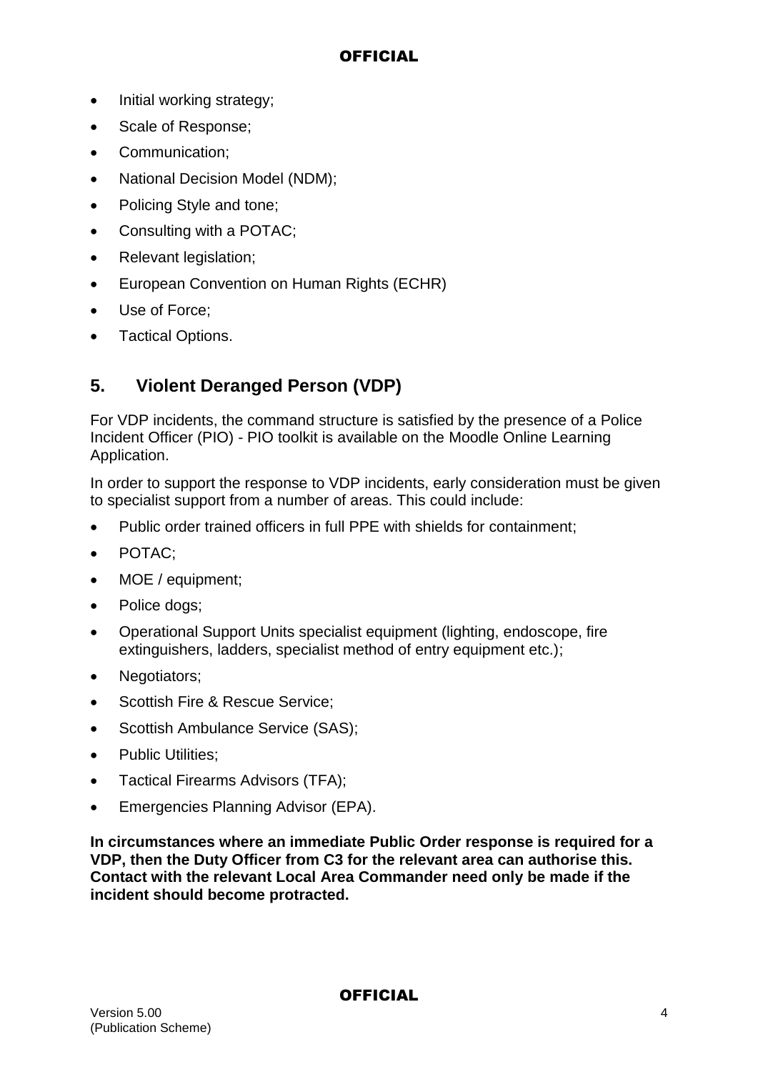- Initial working strategy;
- Scale of Response;
- Communication;
- National Decision Model (NDM);
- Policing Style and tone;
- Consulting with a POTAC;
- Relevant legislation;
- European Convention on Human Rights (ECHR)
- Use of Force;
- Tactical Options.

## 5. Violent Deranged Person (VDP)

For VDP incidents, the command structure is satisfied by the presence of a Police Incident Officer (PIO) - PIO toolkit is available on the Moodle Online Learning Application.

In order to support the response to VDP incidents, early consideration must be given to specialist support from a number of areas. This could include:

- Public order trained officers in full PPE with shields for containment;
- POTAC;
- MOE / equipment;
- Police dogs;
- Operational Support Units specialist equipment (lighting, endoscope, fire extinguishers, ladders, specialist method of entry equipment etc.);
- Negotiators;
- Scottish Fire & Rescue Service;
- Scottish Ambulance Service (SAS);
- Public Utilities;
- Tactical Firearms Advisors (TFA);
- Emergencies Planning Advisor (EPA).

**In circumstances where an immediate Public Order response is required for a VDP, then the Duty Officer from C3 for the relevant area can authorise this. Contact with the relevant Local Area Commander need only be made if the incident should become protracted.**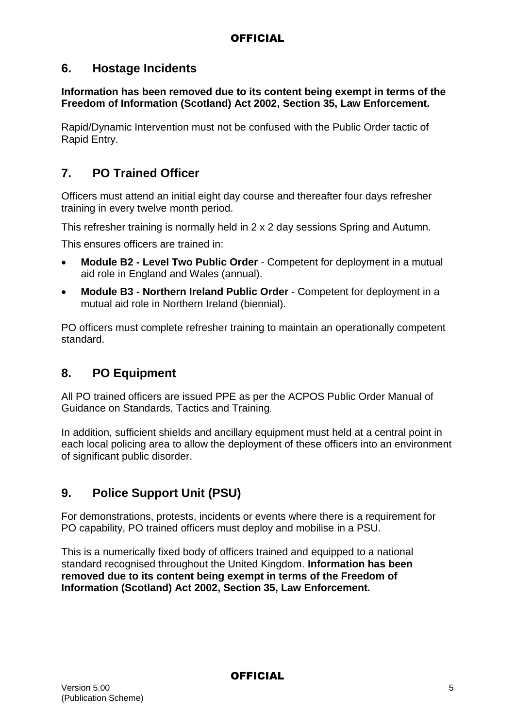## 6. Hostage Incidents

**Information has been removed due to its content being exempt in terms of the Freedom of Information (Scotland) Act 2002, Section 35, Law Enforcement.**

Rapid/Dynamic Intervention must not be confused with the Public Order tactic of Rapid Entry.

## 7. PO Trained Officer

Officers must attend an initial eight day course and thereafter four days refresher training in every twelve month period.

This refresher training is normally held in 2 x 2 day sessions Spring and Autumn.

This ensures officers are trained in:

- **Module B2 - Level Two Public Order** - Competent for deployment in a mutual aid role in England and Wales (annual).
- **Module B3 - Northern Ireland Public Order** - Competent for deployment in a mutual aid role in Northern Ireland (biennial).

PO officers must complete refresher training to maintain an operationally competent standard.

## 8. PO Equipment

All PO trained officers are issued PPE as per the ACPOS Public Order Manual of Guidance on Standards, Tactics and Training.

In addition, sufficient shields and ancillary equipment must held at a central point in each local policing area to allow the deployment of these officers into an environment of significant public disorder.

## 9. Police Support Unit (PSU)

For demonstrations, protests, incidents or events where there is a requirement for PO capability, PO trained officers must deploy and mobilise in a PSU.

This is a numerically fixed body of officers trained and equipped to a national standard recognised throughout the United Kingdom. **Information has been removed due to its content being exempt in terms of the Freedom of Information (Scotland) Act 2002, Section 35, Law Enforcement.**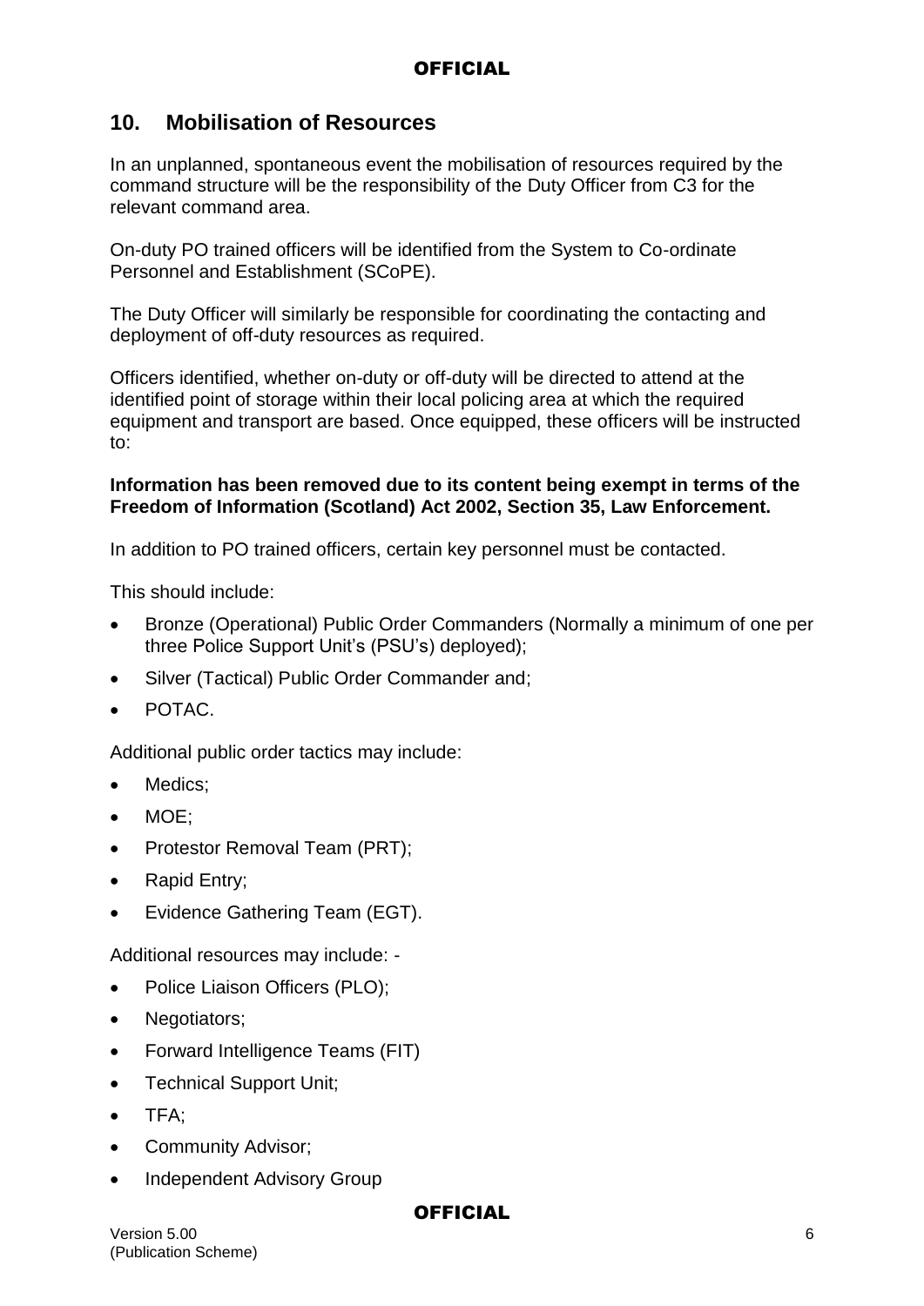## 10. Mobilisation of Resources

In an unplanned, spontaneous event the mobilisation of resources required by the command structure will be the responsibility of the Duty Officer from C3 for the relevant command area.

On-duty PO trained officers will be identified from the System to Co-ordinate Personnel and Establishment (SCoPE).

The Duty Officer will similarly be responsible for coordinating the contacting and deployment of off-duty resources as required.

Officers identified, whether on-duty or off-duty will be directed to attend at the identified point of storage within their local policing area at which the required equipment and transport are based. Once equipped, these officers will be instructed to:

**Information has been removed due to its content being exempt in terms of the Freedom of Information (Scotland) Act 2002, Section 35, Law Enforcement.**

In addition to PO trained officers, certain key personnel must be contacted.

This should include:

- Bronze (Operational) Public Order Commanders (Normally a minimum of one per three Police Support Unit's (PSU's) deployed);
- Silver (Tactical) Public Order Commander and;
- POTAC.

Additional public order tactics may include:

- Medics;
- MOE;
- Protestor Removal Team (PRT);
- Rapid Entry;
- Evidence Gathering Team (EGT).

Additional resources may include: -

- Police Liaison Officers (PLO);
- Negotiators;
- Forward Intelligence Teams (FIT)
- Technical Support Unit;
- TFA;
- Community Advisor;
- Independent Advisory Group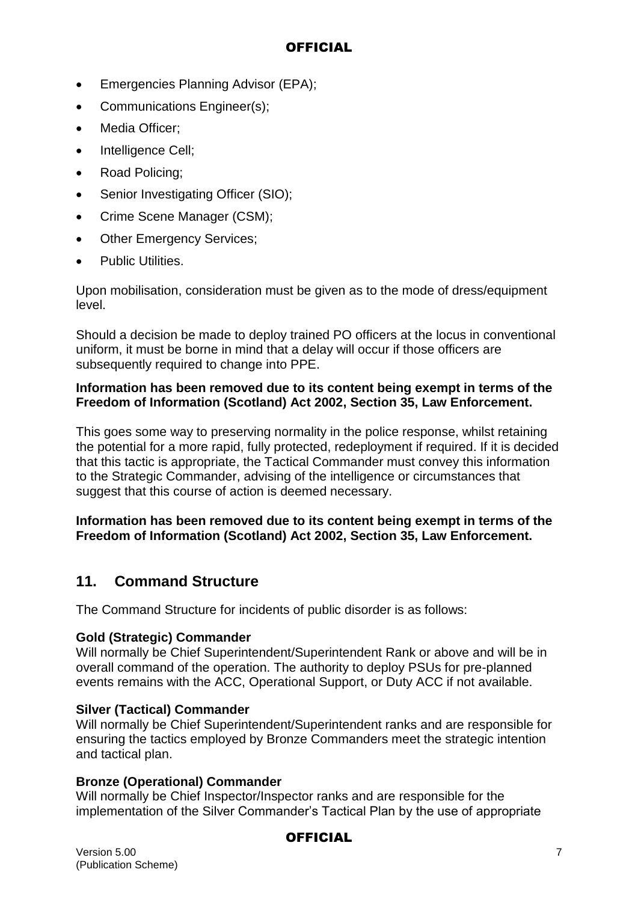- Emergencies Planning Advisor (EPA);
- Communications Engineer(s);
- Media Officer;
- Intelligence Cell;
- Road Policing;
- Senior Investigating Officer (SIO);
- Crime Scene Manager (CSM);
- Other Emergency Services;
- Public Utilities.

Upon mobilisation, consideration must be given as to the mode of dress/equipment level.

Should a decision be made to deploy trained PO officers at the locus in conventional uniform, it must be borne in mind that a delay will occur if those officers are subsequently required to change into PPE.

**Information has been removed due to its content being exempt in terms of the Freedom of Information (Scotland) Act 2002, Section 35, Law Enforcement.**

This goes some way to preserving normality in the police response, whilst retaining the potential for a more rapid, fully protected, redeployment if required. If it is decided that this tactic is appropriate, the Tactical Commander must convey this information to the Strategic Commander, advising of the intelligence or circumstances that suggest that this course of action is deemed necessary.

**Information has been removed due to its content being exempt in terms of the Freedom of Information (Scotland) Act 2002, Section 35, Law Enforcement.**

## 11. Command Structure

The Command Structure for incidents of public disorder is as follows:

**Gold (Strategic) Commander**
Will normally be Chief Superintendent/Superintendent Rank or above and will be in overall command of the operation. The authority to deploy PSUs for pre-planned events remains with the ACC, Operational Support, or Duty ACC if not available.

**Silver (Tactical) Commander**
Will normally be Chief Superintendent/Superintendent ranks and are responsible for ensuring the tactics employed by Bronze Commanders meet the strategic intention and tactical plan.

**Bronze (Operational) Commander**
Will normally be Chief Inspector/Inspector ranks and are responsible for the implementation of the Silver Commander's Tactical Plan by the use of appropriate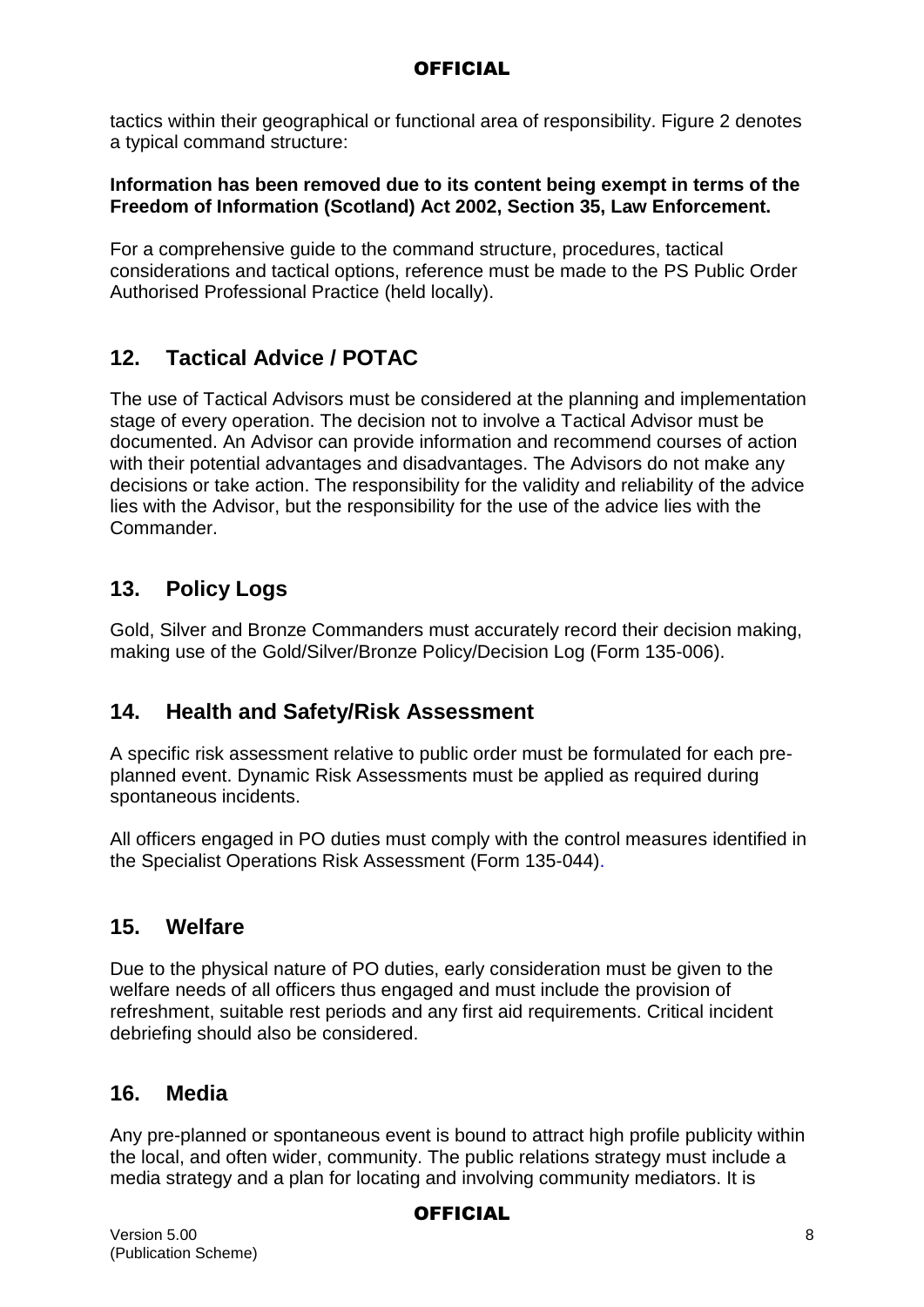tactics within their geographical or functional area of responsibility. Figure 2 denotes a typical command structure:

**Information has been removed due to its content being exempt in terms of the Freedom of Information (Scotland) Act 2002, Section 35, Law Enforcement.**

For a comprehensive guide to the command structure, procedures, tactical considerations and tactical options, reference must be made to the PS Public Order Authorised Professional Practice (held locally).

## 12. Tactical Advice / POTAC

The use of Tactical Advisors must be considered at the planning and implementation stage of every operation. The decision not to involve a Tactical Advisor must be documented. An Advisor can provide information and recommend courses of action with their potential advantages and disadvantages. The Advisors do not make any decisions or take action. The responsibility for the validity and reliability of the advice lies with the Advisor, but the responsibility for the use of the advice lies with the Commander.

## 13. Policy Logs

Gold, Silver and Bronze Commanders must accurately record their decision making, making use of the Gold/Silver/Bronze Policy/Decision Log (Form 135-006).

## 14. Health and Safety/Risk Assessment

A specific risk assessment relative to public order must be formulated for each pre-planned event. Dynamic Risk Assessments must be applied as required during spontaneous incidents.

All officers engaged in PO duties must comply with the control measures identified in the Specialist Operations Risk Assessment (Form 135-044).

## 15. Welfare

Due to the physical nature of PO duties, early consideration must be given to the welfare needs of all officers thus engaged and must include the provision of refreshment, suitable rest periods and any first aid requirements. Critical incident debriefing should also be considered.

## 16. Media

Any pre-planned or spontaneous event is bound to attract high profile publicity within the local, and often wider, community. The public relations strategy must include a media strategy and a plan for locating and involving community mediators. It is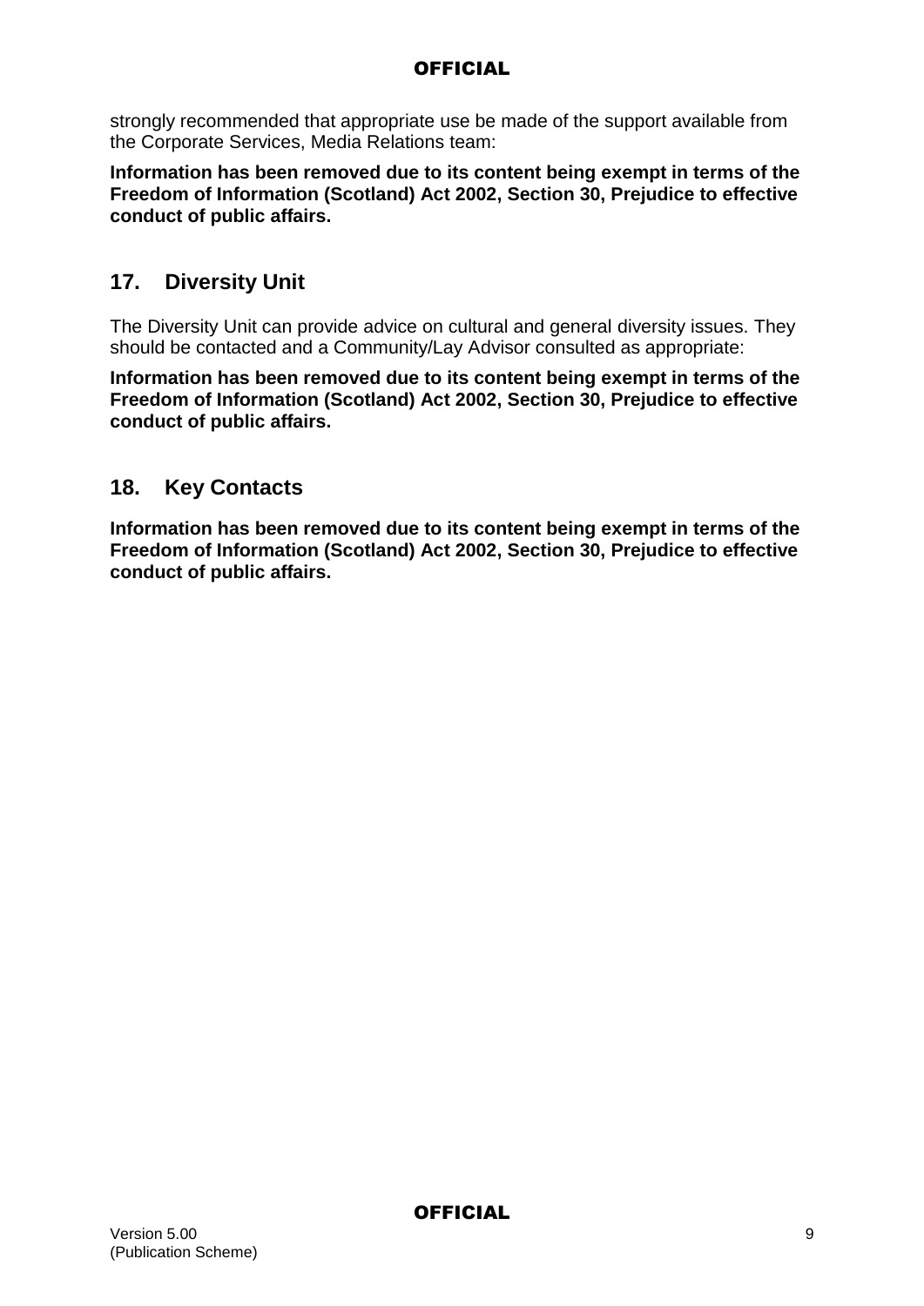strongly recommended that appropriate use be made of the support available from the Corporate Services, Media Relations team:

**Information has been removed due to its content being exempt in terms of the Freedom of Information (Scotland) Act 2002, Section 30, Prejudice to effective conduct of public affairs.**

## 17. Diversity Unit

The Diversity Unit can provide advice on cultural and general diversity issues. They should be contacted and a Community/Lay Advisor consulted as appropriate:

**Information has been removed due to its content being exempt in terms of the Freedom of Information (Scotland) Act 2002, Section 30, Prejudice to effective conduct of public affairs.**

## 18. Key Contacts

**Information has been removed due to its content being exempt in terms of the Freedom of Information (Scotland) Act 2002, Section 30, Prejudice to effective conduct of public affairs.**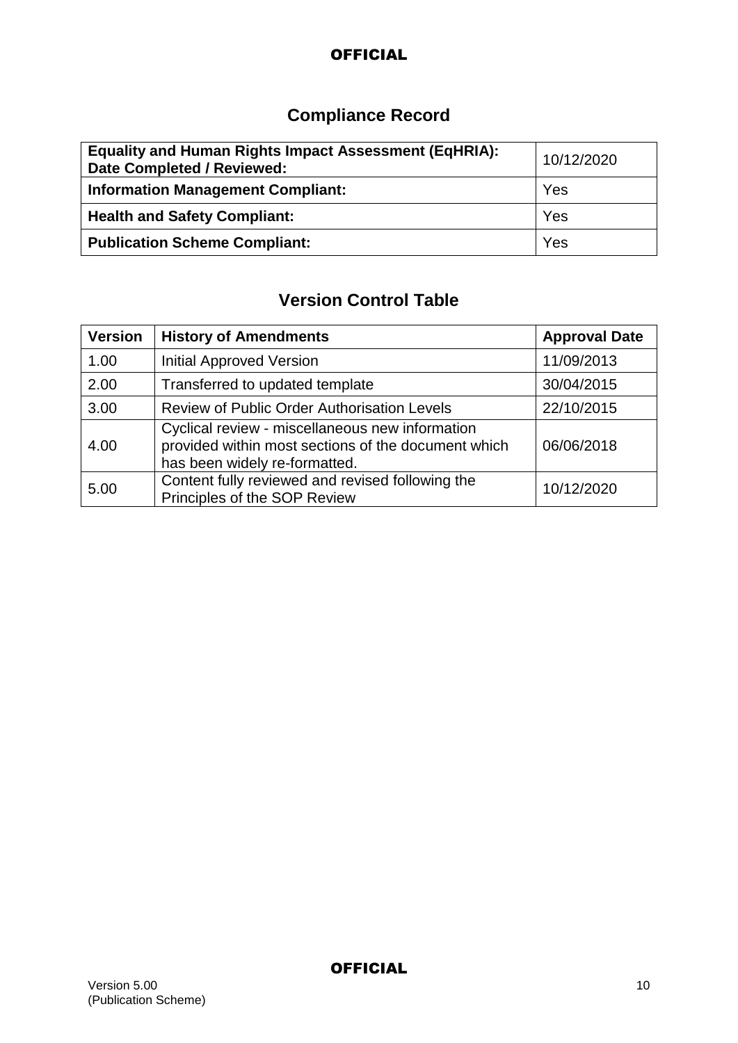## Compliance Record

| | |
|---|---|
| **Equality and Human Rights Impact Assessment (EqHRIA): Date Completed / Reviewed:** | 10/12/2020 |
| **Information Management Compliant:** | Yes |
| **Health and Safety Compliant:** | Yes |
| **Publication Scheme Compliant:** | Yes |

## Version Control Table

| Version | History of Amendments | Approval Date |
|---|---|---|
| 1.00 | Initial Approved Version | 11/09/2013 |
| 2.00 | Transferred to updated template | 30/04/2015 |
| 3.00 | Review of Public Order Authorisation Levels | 22/10/2015 |
| 4.00 | Cyclical review - miscellaneous new information provided within most sections of the document which has been widely re-formatted. | 06/06/2018 |
| 5.00 | Content fully reviewed and revised following the Principles of the SOP Review | 10/12/2020 |